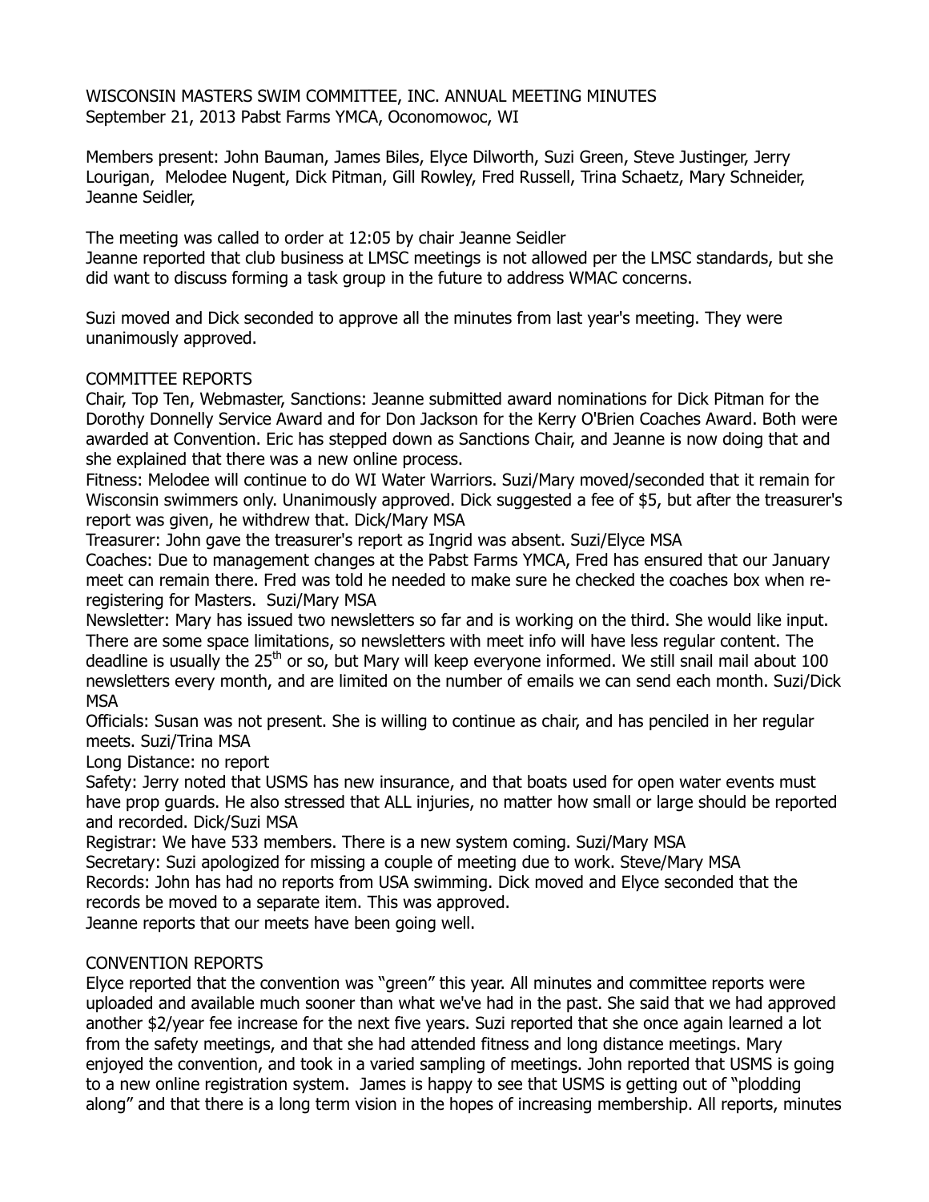WISCONSIN MASTERS SWIM COMMITTEE, INC. ANNUAL MEETING MINUTES
September 21, 2013 Pabst Farms YMCA, Oconomowoc, WI

Members present: John Bauman, James Biles, Elyce Dilworth, Suzi Green, Steve Justinger, Jerry Lourigan, Melodee Nugent, Dick Pitman, Gill Rowley, Fred Russell, Trina Schaetz, Mary Schneider, Jeanne Seidler,

The meeting was called to order at 12:05 by chair Jeanne Seidler
Jeanne reported that club business at LMSC meetings is not allowed per the LMSC standards, but she did want to discuss forming a task group in the future to address WMAC concerns.

Suzi moved and Dick seconded to approve all the minutes from last year's meeting. They were unanimously approved.

COMMITTEE REPORTS

Chair, Top Ten, Webmaster, Sanctions: Jeanne submitted award nominations for Dick Pitman for the Dorothy Donnelly Service Award and for Don Jackson for the Kerry O'Brien Coaches Award. Both were awarded at Convention. Eric has stepped down as Sanctions Chair, and Jeanne is now doing that and she explained that there was a new online process.

Fitness: Melodee will continue to do WI Water Warriors. Suzi/Mary moved/seconded that it remain for Wisconsin swimmers only. Unanimously approved. Dick suggested a fee of $5, but after the treasurer's report was given, he withdrew that. Dick/Mary MSA

Treasurer: John gave the treasurer's report as Ingrid was absent. Suzi/Elyce MSA

Coaches: Due to management changes at the Pabst Farms YMCA, Fred has ensured that our January meet can remain there. Fred was told he needed to make sure he checked the coaches box when re-registering for Masters. Suzi/Mary MSA

Newsletter: Mary has issued two newsletters so far and is working on the third. She would like input. There are some space limitations, so newsletters with meet info will have less regular content. The deadline is usually the 25th or so, but Mary will keep everyone informed. We still snail mail about 100 newsletters every month, and are limited on the number of emails we can send each month. Suzi/Dick MSA

Officials: Susan was not present. She is willing to continue as chair, and has penciled in her regular meets. Suzi/Trina MSA

Long Distance: no report

Safety: Jerry noted that USMS has new insurance, and that boats used for open water events must have prop guards. He also stressed that ALL injuries, no matter how small or large should be reported and recorded. Dick/Suzi MSA

Registrar: We have 533 members. There is a new system coming. Suzi/Mary MSA

Secretary: Suzi apologized for missing a couple of meeting due to work. Steve/Mary MSA

Records: John has had no reports from USA swimming. Dick moved and Elyce seconded that the records be moved to a separate item. This was approved.

Jeanne reports that our meets have been going well.

CONVENTION REPORTS

Elyce reported that the convention was "green" this year. All minutes and committee reports were uploaded and available much sooner than what we've had in the past. She said that we had approved another $2/year fee increase for the next five years. Suzi reported that she once again learned a lot from the safety meetings, and that she had attended fitness and long distance meetings. Mary enjoyed the convention, and took in a varied sampling of meetings. John reported that USMS is going to a new online registration system. James is happy to see that USMS is getting out of "plodding along" and that there is a long term vision in the hopes of increasing membership. All reports, minutes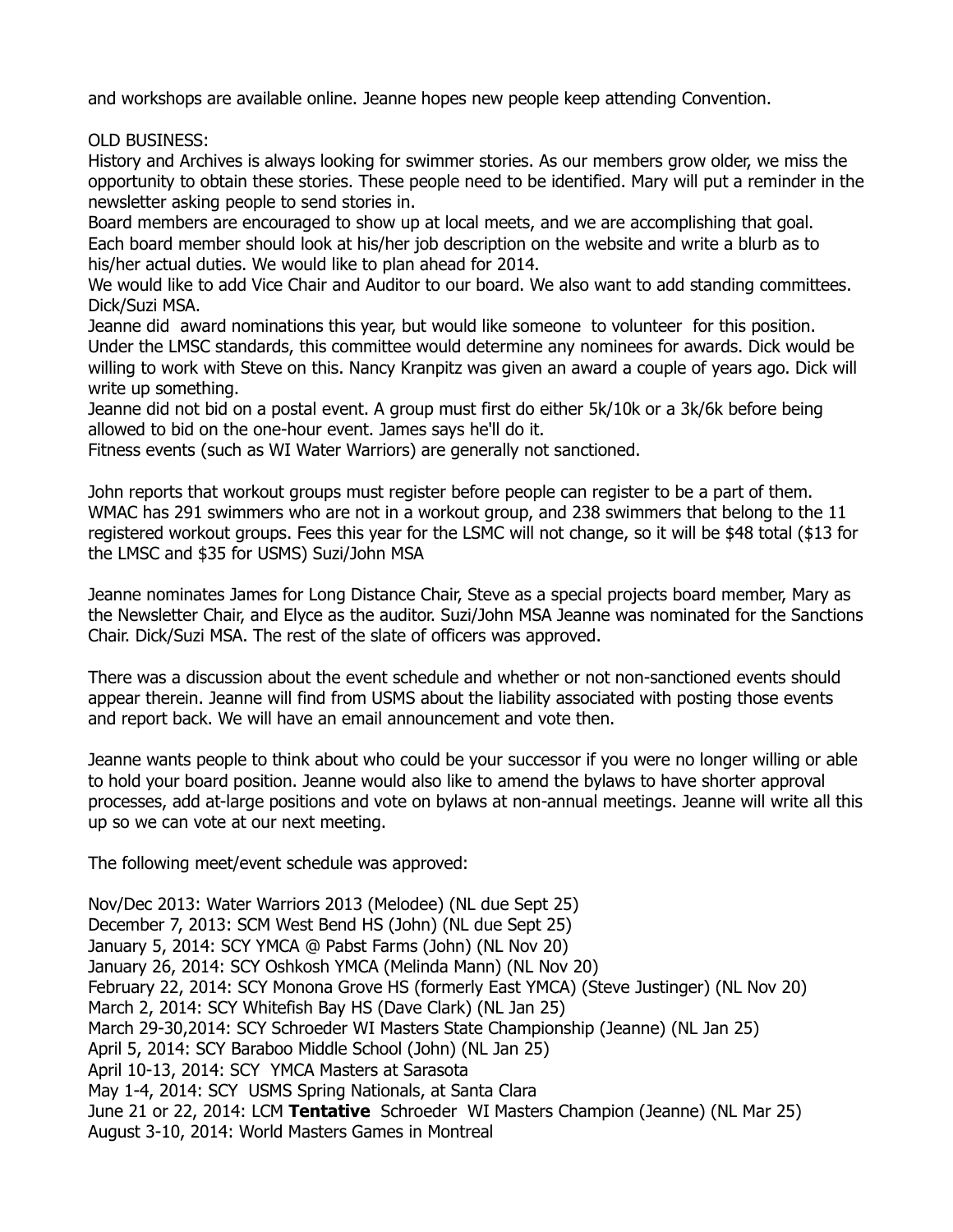and workshops are available online. Jeanne hopes new people keep attending Convention.

OLD BUSINESS:

History and Archives is always looking for swimmer stories. As our members grow older, we miss the opportunity to obtain these stories. These people need to be identified. Mary will put a reminder in the newsletter asking people to send stories in.

Board members are encouraged to show up at local meets, and we are accomplishing that goal.

Each board member should look at his/her job description on the website and write a blurb as to his/her actual duties. We would like to plan ahead for 2014.

We would like to add Vice Chair and Auditor to our board. We also want to add standing committees. Dick/Suzi MSA.

Jeanne did award nominations this year, but would like someone to volunteer for this position. Under the LMSC standards, this committee would determine any nominees for awards. Dick would be willing to work with Steve on this. Nancy Kranpitz was given an award a couple of years ago. Dick will write up something.

Jeanne did not bid on a postal event. A group must first do either 5k/10k or a 3k/6k before being allowed to bid on the one-hour event. James says he'll do it.

Fitness events (such as WI Water Warriors) are generally not sanctioned.

John reports that workout groups must register before people can register to be a part of them. WMAC has 291 swimmers who are not in a workout group, and 238 swimmers that belong to the 11 registered workout groups. Fees this year for the LSMC will not change, so it will be $48 total ($13 for the LMSC and $35 for USMS) Suzi/John MSA

Jeanne nominates James for Long Distance Chair, Steve as a special projects board member, Mary as the Newsletter Chair, and Elyce as the auditor. Suzi/John MSA Jeanne was nominated for the Sanctions Chair. Dick/Suzi MSA. The rest of the slate of officers was approved.

There was a discussion about the event schedule and whether or not non-sanctioned events should appear therein. Jeanne will find from USMS about the liability associated with posting those events and report back. We will have an email announcement and vote then.

Jeanne wants people to think about who could be your successor if you were no longer willing or able to hold your board position. Jeanne would also like to amend the bylaws to have shorter approval processes, add at-large positions and vote on bylaws at non-annual meetings. Jeanne will write all this up so we can vote at our next meeting.

The following meet/event schedule was approved:

Nov/Dec 2013: Water Warriors 2013 (Melodee) (NL due Sept 25)
December 7, 2013: SCM West Bend HS (John) (NL due Sept 25)
January 5, 2014: SCY YMCA @ Pabst Farms (John) (NL Nov 20)
January 26, 2014: SCY Oshkosh YMCA (Melinda Mann) (NL Nov 20)
February 22, 2014: SCY Monona Grove HS (formerly East YMCA) (Steve Justinger) (NL Nov 20)
March 2, 2014: SCY Whitefish Bay HS (Dave Clark) (NL Jan 25)
March 29-30,2014: SCY Schroeder WI Masters State Championship (Jeanne) (NL Jan 25)
April 5, 2014: SCY Baraboo Middle School (John) (NL Jan 25)
April 10-13, 2014: SCY YMCA Masters at Sarasota
May 1-4, 2014: SCY USMS Spring Nationals, at Santa Clara
June 21 or 22, 2014: LCM **Tentative** Schroeder WI Masters Champion (Jeanne) (NL Mar 25)
August 3-10, 2014: World Masters Games in Montreal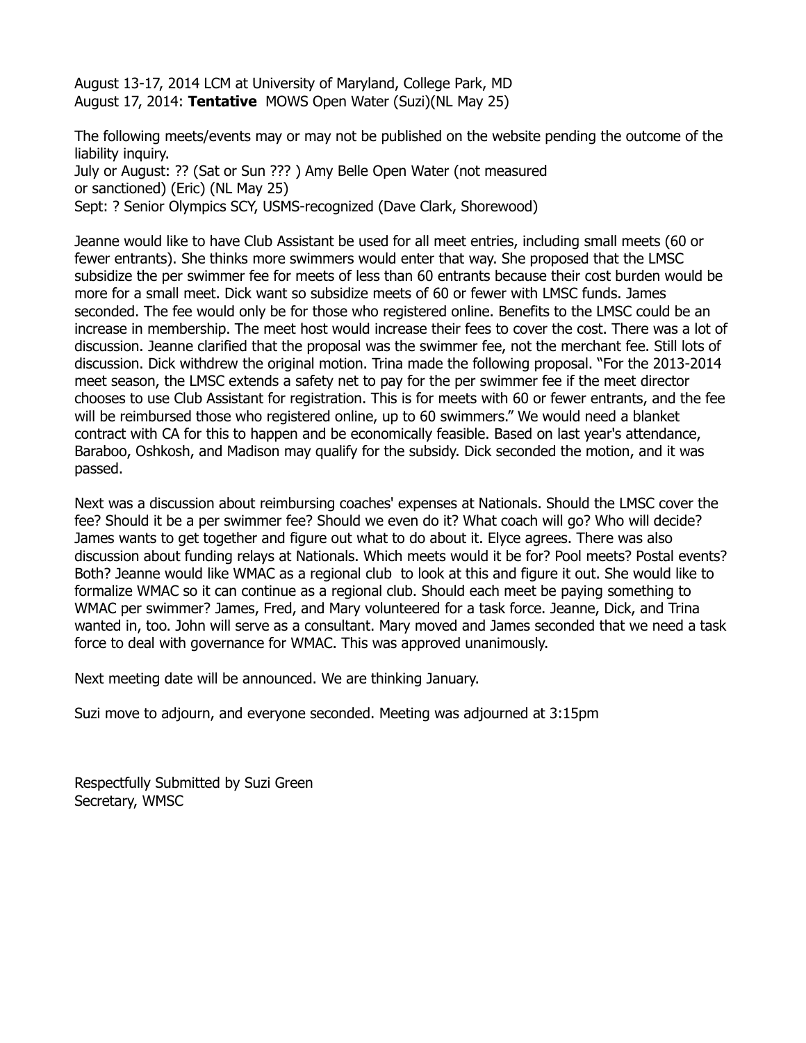August 13-17, 2014 LCM at University of Maryland, College Park, MD
August 17, 2014: **Tentative** MOWS Open Water (Suzi)(NL May 25)

The following meets/events may or may not be published on the website pending the outcome of the liability inquiry.
July or August: ?? (Sat or Sun ??? ) Amy Belle Open Water (not measured or sanctioned) (Eric) (NL May 25)
Sept: ? Senior Olympics SCY, USMS-recognized (Dave Clark, Shorewood)

Jeanne would like to have Club Assistant be used for all meet entries, including small meets (60 or fewer entrants). She thinks more swimmers would enter that way. She proposed that the LMSC subsidize the per swimmer fee for meets of less than 60 entrants because their cost burden would be more for a small meet. Dick want so subsidize meets of 60 or fewer with LMSC funds. James seconded. The fee would only be for those who registered online. Benefits to the LMSC could be an increase in membership. The meet host would increase their fees to cover the cost. There was a lot of discussion. Jeanne clarified that the proposal was the swimmer fee, not the merchant fee. Still lots of discussion. Dick withdrew the original motion. Trina made the following proposal. "For the 2013-2014 meet season, the LMSC extends a safety net to pay for the per swimmer fee if the meet director chooses to use Club Assistant for registration. This is for meets with 60 or fewer entrants, and the fee will be reimbursed those who registered online, up to 60 swimmers." We would need a blanket contract with CA for this to happen and be economically feasible. Based on last year's attendance, Baraboo, Oshkosh, and Madison may qualify for the subsidy. Dick seconded the motion, and it was passed.

Next was a discussion about reimbursing coaches' expenses at Nationals. Should the LMSC cover the fee? Should it be a per swimmer fee? Should we even do it? What coach will go? Who will decide? James wants to get together and figure out what to do about it. Elyce agrees. There was also discussion about funding relays at Nationals. Which meets would it be for? Pool meets? Postal events? Both? Jeanne would like WMAC as a regional club to look at this and figure it out. She would like to formalize WMAC so it can continue as a regional club. Should each meet be paying something to WMAC per swimmer? James, Fred, and Mary volunteered for a task force. Jeanne, Dick, and Trina wanted in, too. John will serve as a consultant. Mary moved and James seconded that we need a task force to deal with governance for WMAC. This was approved unanimously.

Next meeting date will be announced. We are thinking January.

Suzi move to adjourn, and everyone seconded. Meeting was adjourned at 3:15pm

Respectfully Submitted by Suzi Green
Secretary, WMSC